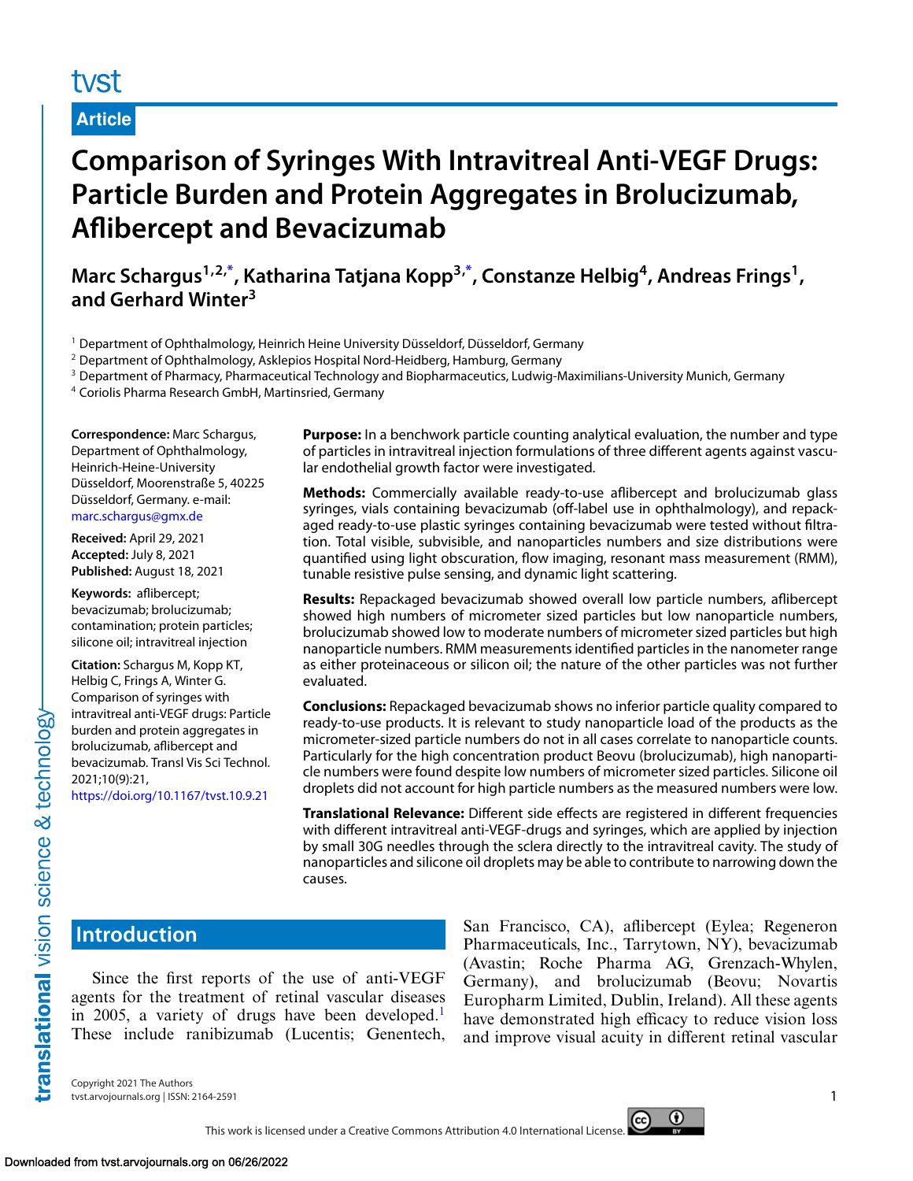Article

# Comparison of Syringes With Intravitreal Anti-VEGF Drugs: Particle Burden and Protein Aggregates in Brolucizumab, Aflibercept and Bevacizumab

**Marc Schargus[1,2,*], Katharina Tatjana Kopp[3,*], Constanze Helbig[4], Andreas Frings[1], and Gerhard Winter[3]**

[1] Department of Ophthalmology, Heinrich Heine University Düsseldorf, Düsseldorf, Germany
[2] Department of Ophthalmology, Asklepios Hospital Nord-Heidberg, Hamburg, Germany
[3] Department of Pharmacy, Pharmaceutical Technology and Biopharmaceutics, Ludwig-Maximilians-University Munich, Germany
[4] Coriolis Pharma Research GmbH, Martinsried, Germany

**Correspondence:** Marc Schargus, Department of Ophthalmology, Heinrich-Heine-University Düsseldorf, Moorenstraße 5, 40225 Düsseldorf, Germany. e-mail: marc.schargus@gmx.de

**Received:** April 29, 2021
**Accepted:** July 8, 2021
**Published:** August 18, 2021

**Keywords:** aflibercept; bevacizumab; brolucizumab; contamination; protein particles; silicone oil; intravitreal injection

**Citation:** Schargus M, Kopp KT, Helbig C, Frings A, Winter G. Comparison of syringes with intravitreal anti-VEGF drugs: Particle burden and protein aggregates in brolucizumab, aflibercept and bevacizumab. Transl Vis Sci Technol. 2021;10(9):21, https://doi.org/10.1167/tvst.10.9.21

**Purpose:** In a benchwork particle counting analytical evaluation, the number and type of particles in intravitreal injection formulations of three different agents against vascular endothelial growth factor were investigated.

**Methods:** Commercially available ready-to-use aflibercept and brolucizumab glass syringes, vials containing bevacizumab (off-label use in ophthalmology), and repackaged ready-to-use plastic syringes containing bevacizumab were tested without filtration. Total visible, subvisible, and nanoparticles numbers and size distributions were quantified using light obscuration, flow imaging, resonant mass measurement (RMM), tunable resistive pulse sensing, and dynamic light scattering.

**Results:** Repackaged bevacizumab showed overall low particle numbers, aflibercept showed high numbers of micrometer sized particles but low nanoparticle numbers, brolucizumab showed low to moderate numbers of micrometer sized particles but high nanoparticle numbers. RMM measurements identified particles in the nanometer range as either proteinaceous or silicon oil; the nature of the other particles was not further evaluated.

**Conclusions:** Repackaged bevacizumab shows no inferior particle quality compared to ready-to-use products. It is relevant to study nanoparticle load of the products as the micrometer-sized particle numbers do not in all cases correlate to nanoparticle counts. Particularly for the high concentration product Beovu (brolucizumab), high nanoparticle numbers were found despite low numbers of micrometer sized particles. Silicone oil droplets did not account for high particle numbers as the measured numbers were low.

**Translational Relevance:** Different side effects are registered in different frequencies with different intravitreal anti-VEGF-drugs and syringes, which are applied by injection by small 30G needles through the sclera directly to the intravitreal cavity. The study of nanoparticles and silicone oil droplets may be able to contribute to narrowing down the causes.

## Introduction

Since the first reports of the use of anti-VEGF agents for the treatment of retinal vascular diseases in 2005, a variety of drugs have been developed.[1] These include ranibizumab (Lucentis; Genentech, San Francisco, CA), aflibercept (Eylea; Regeneron Pharmaceuticals, Inc., Tarrytown, NY), bevacizumab (Avastin; Roche Pharma AG, Grenzach-Whylen, Germany), and brolucizumab (Beovu; Novartis Europharm Limited, Dublin, Ireland). All these agents have demonstrated high efficacy to reduce vision loss and improve visual acuity in different retinal vascular

Copyright 2021 The Authors
tvst.arvojournals.org | ISSN: 2164-2591

This work is licensed under a Creative Commons Attribution 4.0 International License.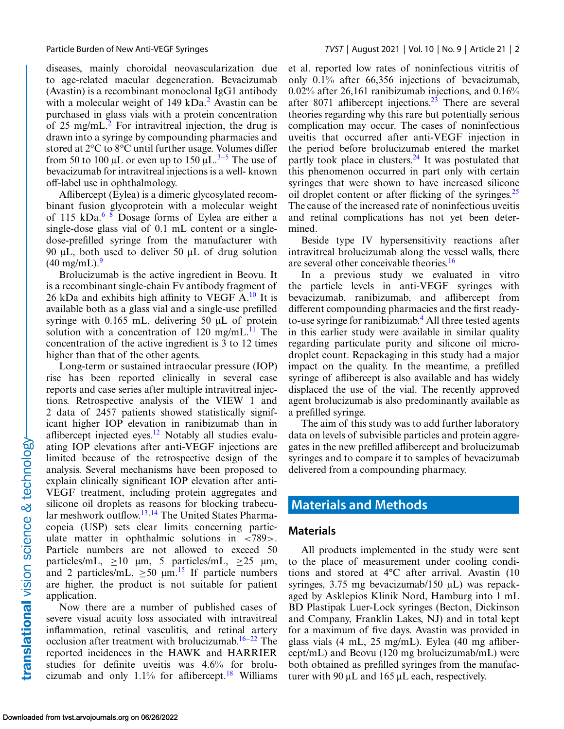diseases, mainly choroidal neovascularization due to age-related macular degeneration. Bevacizumab (Avastin) is a recombinant monoclonal IgG1 antibody with a molecular weight of 149 kDa.[2] Avastin can be purchased in glass vials with a protein concentration of 25 mg/mL.[2] For intravitreal injection, the drug is drawn into a syringe by compounding pharmacies and stored at 2°C to 8°C until further usage. Volumes differ from 50 to 100 µL or even up to 150 µL.[3–5] The use of bevacizumab for intravitreal injections is a well- known off-label use in ophthalmology.

Aflibercept (Eylea) is a dimeric glycosylated recombinant fusion glycoprotein with a molecular weight of 115 kDa.[6–8] Dosage forms of Eylea are either a single-dose glass vial of 0.1 mL content or a single-dose-prefilled syringe from the manufacturer with 90 µL, both used to deliver 50 µL of drug solution (40 mg/mL).[9]

Brolucizumab is the active ingredient in Beovu. It is a recombinant single-chain Fv antibody fragment of 26 kDa and exhibits high affinity to VEGF A.[10] It is available both as a glass vial and a single-use prefilled syringe with 0.165 mL, delivering 50 µL of protein solution with a concentration of 120 mg/mL.[11] The concentration of the active ingredient is 3 to 12 times higher than that of the other agents.

Long-term or sustained intraocular pressure (IOP) rise has been reported clinically in several case reports and case series after multiple intravitreal injections. Retrospective analysis of the VIEW 1 and 2 data of 2457 patients showed statistically significant higher IOP elevation in ranibizumab than in aflibercept injected eyes.[12] Notably all studies evaluating IOP elevations after anti-VEGF injections are limited because of the retrospective design of the analysis. Several mechanisms have been proposed to explain clinically significant IOP elevation after anti-VEGF treatment, including protein aggregates and silicone oil droplets as reasons for blocking trabecular meshwork outflow.[13,14] The United States Pharmacopeia (USP) sets clear limits concerning particulate matter in ophthalmic solutions in <789>. Particle numbers are not allowed to exceed 50 particles/mL, ≥10 µm, 5 particles/mL, ≥25 µm, and 2 particles/mL, ≥50 µm.[15] If particle numbers are higher, the product is not suitable for patient application.

Now there are a number of published cases of severe visual acuity loss associated with intravitreal inflammation, retinal vasculitis, and retinal artery occlusion after treatment with brolucizumab.[16–22] The reported incidences in the HAWK and HARRIER studies for definite uveitis was 4.6% for brolucizumab and only 1.1% for aflibercept.[18] Williams et al. reported low rates of noninfectious vitritis of only 0.1% after 66,356 injections of bevacizumab, 0.02% after 26,161 ranibizumab injections, and 0.16% after 8071 aflibercept injections.[23] There are several theories regarding why this rare but potentially serious complication may occur. The cases of noninfectious uveitis that occurred after anti-VEGF injection in the period before brolucizumab entered the market partly took place in clusters.[24] It was postulated that this phenomenon occurred in part only with certain syringes that were shown to have increased silicone oil droplet content or after flicking of the syringes.[25] The cause of the increased rate of noninfectious uveitis and retinal complications has not yet been determined.

Beside type IV hypersensitivity reactions after intravitreal brolucizumab along the vessel walls, there are several other conceivable theories.[16]

In a previous study we evaluated in vitro the particle levels in anti-VEGF syringes with bevacizumab, ranibizumab, and aflibercept from different compounding pharmacies and the first ready-to-use syringe for ranibizumab.[4] All three tested agents in this earlier study were available in similar quality regarding particulate purity and silicone oil microdroplet count. Repackaging in this study had a major impact on the quality. In the meantime, a prefilled syringe of aflibercept is also available and has widely displaced the use of the vial. The recently approved agent brolucizumab is also predominantly available as a prefilled syringe.

The aim of this study was to add further laboratory data on levels of subvisible particles and protein aggregates in the new prefilled aflibercept and brolucizumab syringes and to compare it to samples of bevacizumab delivered from a compounding pharmacy.

## Materials and Methods

### Materials

All products implemented in the study were sent to the place of measurement under cooling conditions and stored at 4°C after arrival. Avastin (10 syringes, 3.75 mg bevacizumab/150 µL) was repackaged by Asklepios Klinik Nord, Hamburg into 1 mL BD Plastipak Luer-Lock syringes (Becton, Dickinson and Company, Franklin Lakes, NJ) and in total kept for a maximum of five days. Avastin was provided in glass vials (4 mL, 25 mg/mL). Eylea (40 mg aflibercept/mL) and Beovu (120 mg brolucizumab/mL) were both obtained as prefilled syringes from the manufacturer with 90 µL and 165 µL each, respectively.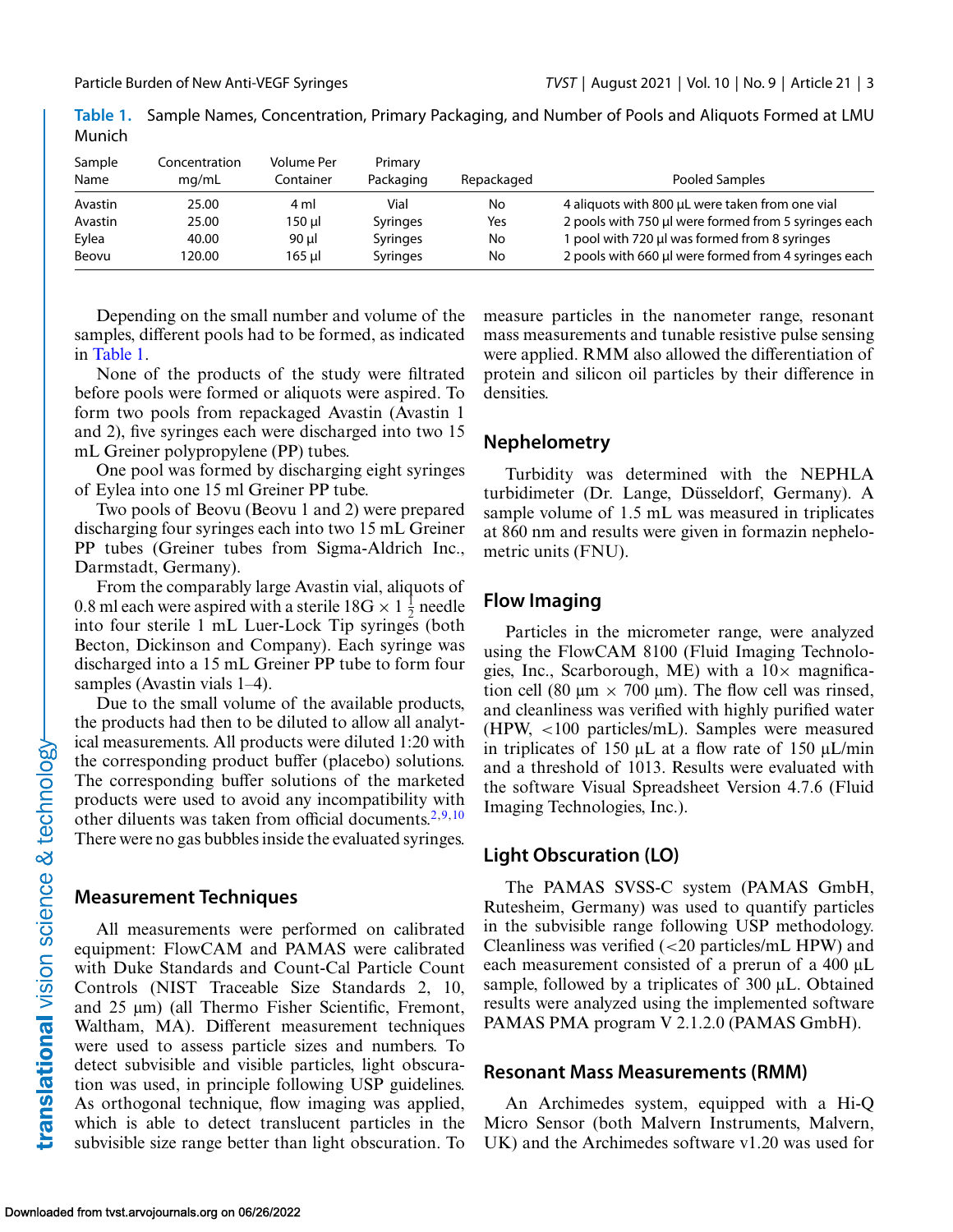**Table 1.** Sample Names, Concentration, Primary Packaging, and Number of Pools and Aliquots Formed at LMU Munich

| Sample Name | Concentration mg/mL | Volume Per Container | Primary Packaging | Repackaged | Pooled Samples |
|---|---|---|---|---|---|
| Avastin | 25.00 | 4 ml | Vial | No | 4 aliquots with 800 µL were taken from one vial |
| Avastin | 25.00 | 150 µl | Syringes | Yes | 2 pools with 750 µl were formed from 5 syringes each |
| Eylea | 40.00 | 90 µl | Syringes | No | 1 pool with 720 µl was formed from 8 syringes |
| Beovu | 120.00 | 165 µl | Syringes | No | 2 pools with 660 µl were formed from 4 syringes each |

Depending on the small number and volume of the samples, different pools had to be formed, as indicated in Table 1.

None of the products of the study were filtrated before pools were formed or aliquots were aspired. To form two pools from repackaged Avastin (Avastin 1 and 2), five syringes each were discharged into two 15 mL Greiner polypropylene (PP) tubes.

One pool was formed by discharging eight syringes of Eylea into one 15 ml Greiner PP tube.

Two pools of Beovu (Beovu 1 and 2) were prepared discharging four syringes each into two 15 mL Greiner PP tubes (Greiner tubes from Sigma-Aldrich Inc., Darmstadt, Germany).

From the comparably large Avastin vial, aliquots of 0.8 ml each were aspired with a sterile 18G × 1 $\frac{1}{2}$ needle into four sterile 1 mL Luer-Lock Tip syringes (both Becton, Dickinson and Company). Each syringe was discharged into a 15 mL Greiner PP tube to form four samples (Avastin vials 1–4).

Due to the small volume of the available products, the products had then to be diluted to allow all analytical measurements. All products were diluted 1:20 with the corresponding product buffer (placebo) solutions. The corresponding buffer solutions of the marketed products were used to avoid any incompatibility with other diluents was taken from official documents.[2,9,10] There were no gas bubbles inside the evaluated syringes.

## Measurement Techniques

All measurements were performed on calibrated equipment: FlowCAM and PAMAS were calibrated with Duke Standards and Count-Cal Particle Count Controls (NIST Traceable Size Standards 2, 10, and 25 µm) (all Thermo Fisher Scientific, Fremont, Waltham, MA). Different measurement techniques were used to assess particle sizes and numbers. To detect subvisible and visible particles, light obscuration was used, in principle following USP guidelines. As orthogonal technique, flow imaging was applied, which is able to detect translucent particles in the subvisible size range better than light obscuration. To measure particles in the nanometer range, resonant mass measurements and tunable resistive pulse sensing were applied. RMM also allowed the differentiation of protein and silicon oil particles by their difference in densities.

## Nephelometry

Turbidity was determined with the NEPHLA turbidimeter (Dr. Lange, Düsseldorf, Germany). A sample volume of 1.5 mL was measured in triplicates at 860 nm and results were given in formazin nephelometric units (FNU).

## Flow Imaging

Particles in the micrometer range, were analyzed using the FlowCAM 8100 (Fluid Imaging Technologies, Inc., Scarborough, ME) with a 10× magnification cell (80 µm × 700 µm). The flow cell was rinsed, and cleanliness was verified with highly purified water (HPW, <100 particles/mL). Samples were measured in triplicates of 150 µL at a flow rate of 150 µL/min and a threshold of 1013. Results were evaluated with the software Visual Spreadsheet Version 4.7.6 (Fluid Imaging Technologies, Inc.).

## Light Obscuration (LO)

The PAMAS SVSS-C system (PAMAS GmbH, Rutesheim, Germany) was used to quantify particles in the subvisible range following USP methodology. Cleanliness was verified (<20 particles/mL HPW) and each measurement consisted of a prerun of a 400 µL sample, followed by a triplicates of 300 µL. Obtained results were analyzed using the implemented software PAMAS PMA program V 2.1.2.0 (PAMAS GmbH).

## Resonant Mass Measurements (RMM)

An Archimedes system, equipped with a Hi-Q Micro Sensor (both Malvern Instruments, Malvern, UK) and the Archimedes software v1.20 was used for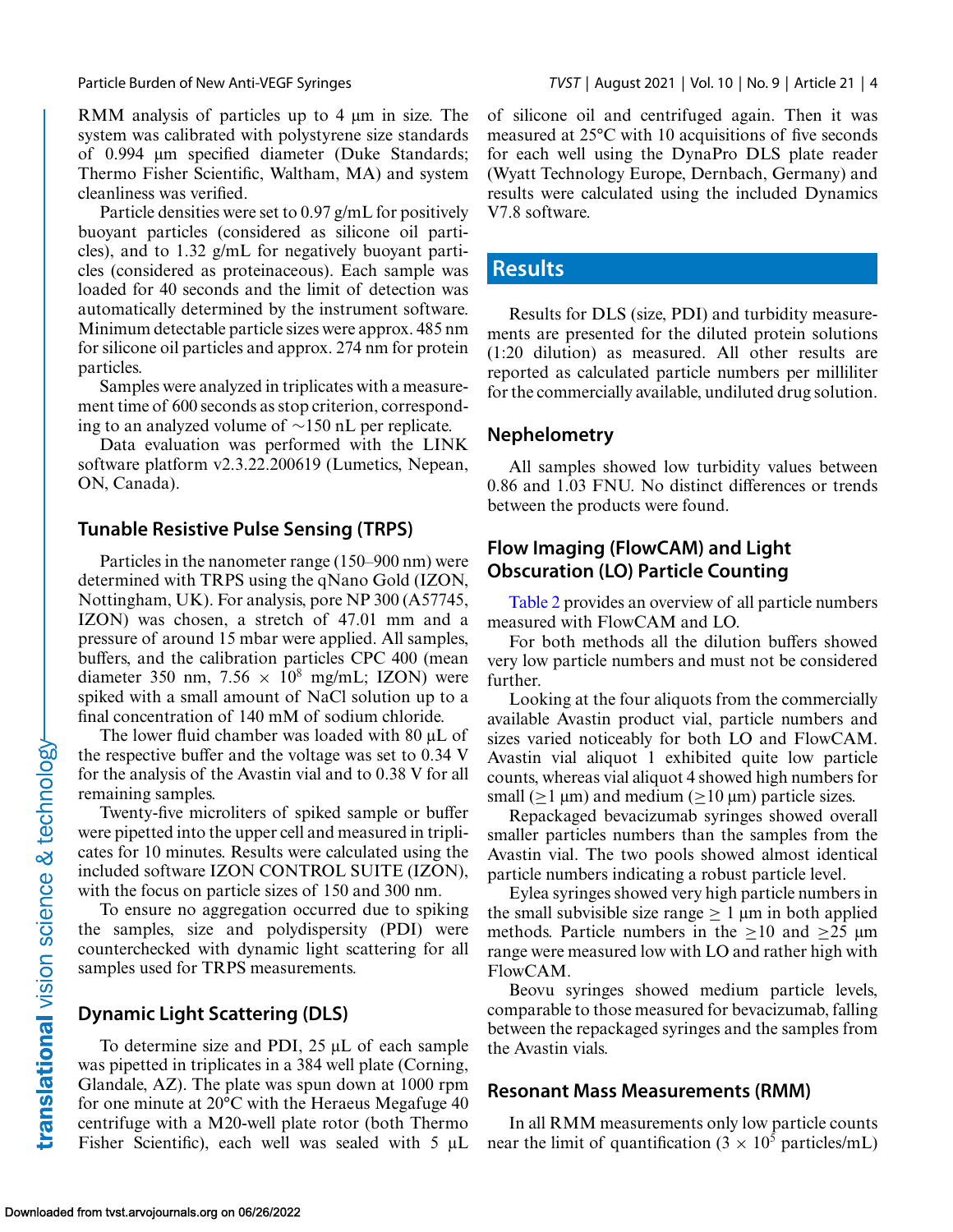RMM analysis of particles up to 4 µm in size. The system was calibrated with polystyrene size standards of 0.994 µm specified diameter (Duke Standards; Thermo Fisher Scientific, Waltham, MA) and system cleanliness was verified.

Particle densities were set to 0.97 g/mL for positively buoyant particles (considered as silicone oil particles), and to 1.32 g/mL for negatively buoyant particles (considered as proteinaceous). Each sample was loaded for 40 seconds and the limit of detection was automatically determined by the instrument software. Minimum detectable particle sizes were approx. 485 nm for silicone oil particles and approx. 274 nm for protein particles.

Samples were analyzed in triplicates with a measurement time of 600 seconds as stop criterion, corresponding to an analyzed volume of ~150 nL per replicate.

Data evaluation was performed with the LINK software platform v2.3.22.200619 (Lumetics, Nepean, ON, Canada).

### Tunable Resistive Pulse Sensing (TRPS)

Particles in the nanometer range (150–900 nm) were determined with TRPS using the qNano Gold (IZON, Nottingham, UK). For analysis, pore NP 300 (A57745, IZON) was chosen, a stretch of 47.01 mm and a pressure of around 15 mbar were applied. All samples, buffers, and the calibration particles CPC 400 (mean diameter 350 nm, $7.56 \times 10^8$ mg/mL; IZON) were spiked with a small amount of NaCl solution up to a final concentration of 140 mM of sodium chloride.

The lower fluid chamber was loaded with 80 µL of the respective buffer and the voltage was set to 0.34 V for the analysis of the Avastin vial and to 0.38 V for all remaining samples.

Twenty-five microliters of spiked sample or buffer were pipetted into the upper cell and measured in triplicates for 10 minutes. Results were calculated using the included software IZON CONTROL SUITE (IZON), with the focus on particle sizes of 150 and 300 nm.

To ensure no aggregation occurred due to spiking the samples, size and polydispersity (PDI) were counterchecked with dynamic light scattering for all samples used for TRPS measurements.

### Dynamic Light Scattering (DLS)

To determine size and PDI, 25 µL of each sample was pipetted in triplicates in a 384 well plate (Corning, Glandale, AZ). The plate was spun down at 1000 rpm for one minute at 20°C with the Heraeus Megafuge 40 centrifuge with a M20-well plate rotor (both Thermo Fisher Scientific), each well was sealed with 5 µL of silicone oil and centrifuged again. Then it was measured at 25°C with 10 acquisitions of five seconds for each well using the DynaPro DLS plate reader (Wyatt Technology Europe, Dernbach, Germany) and results were calculated using the included Dynamics V7.8 software.

## Results

Results for DLS (size, PDI) and turbidity measurements are presented for the diluted protein solutions (1:20 dilution) as measured. All other results are reported as calculated particle numbers per milliliter for the commercially available, undiluted drug solution.

### Nephelometry

All samples showed low turbidity values between 0.86 and 1.03 FNU. No distinct differences or trends between the products were found.

### Flow Imaging (FlowCAM) and Light Obscuration (LO) Particle Counting

Table 2 provides an overview of all particle numbers measured with FlowCAM and LO.

For both methods all the dilution buffers showed very low particle numbers and must not be considered further.

Looking at the four aliquots from the commercially available Avastin product vial, particle numbers and sizes varied noticeably for both LO and FlowCAM. Avastin vial aliquot 1 exhibited quite low particle counts, whereas vial aliquot 4 showed high numbers for small (≥1 µm) and medium (≥10 µm) particle sizes.

Repackaged bevacizumab syringes showed overall smaller particles numbers than the samples from the Avastin vial. The two pools showed almost identical particle numbers indicating a robust particle level.

Eylea syringes showed very high particle numbers in the small subvisible size range ≥ 1 µm in both applied methods. Particle numbers in the ≥10 and ≥25 µm range were measured low with LO and rather high with FlowCAM.

Beovu syringes showed medium particle levels, comparable to those measured for bevacizumab, falling between the repackaged syringes and the samples from the Avastin vials.

### Resonant Mass Measurements (RMM)

In all RMM measurements only low particle counts near the limit of quantification ($3 \times 10^5$ particles/mL)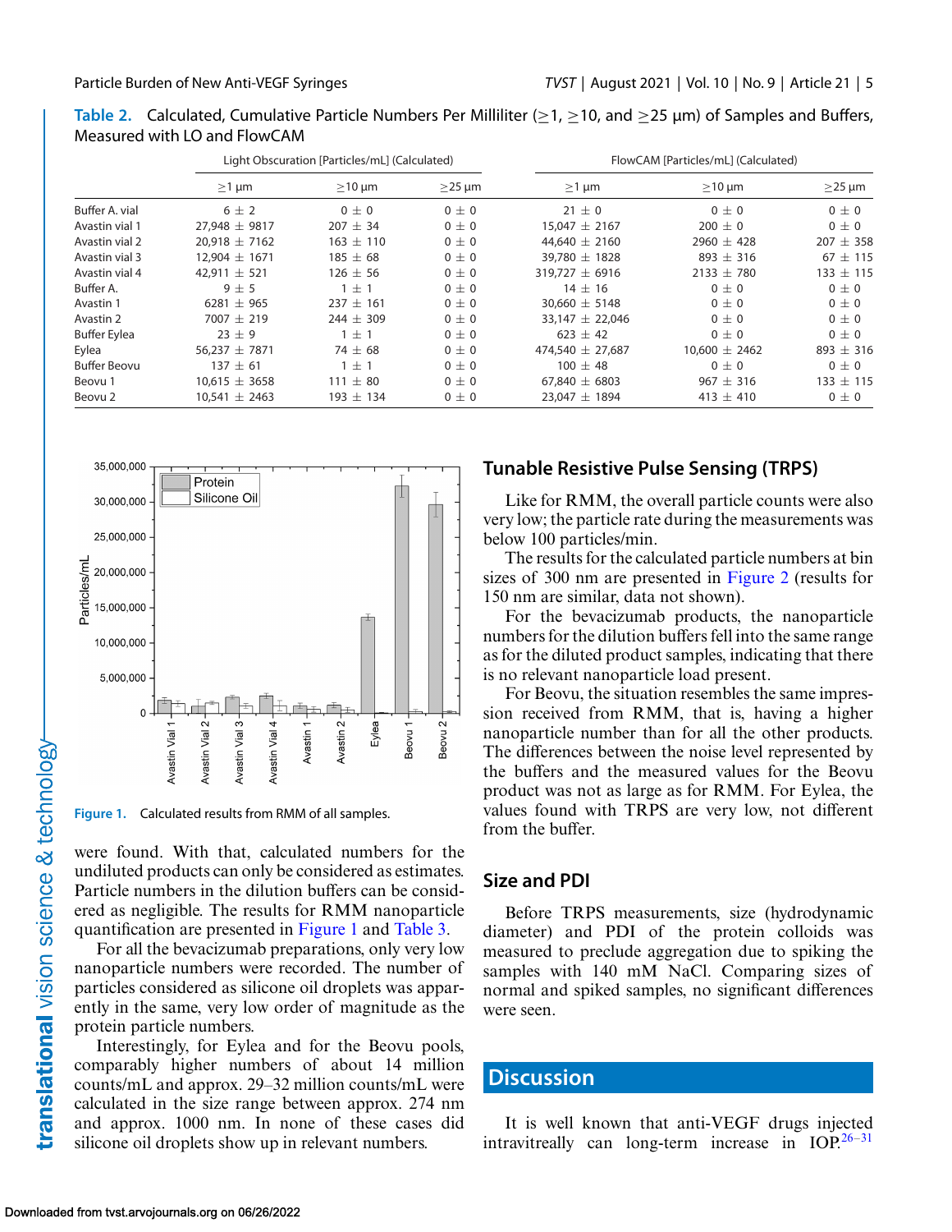**Table 2.** Calculated, Cumulative Particle Numbers Per Milliliter (≥1, ≥10, and ≥25 µm) of Samples and Buffers, Measured with LO and FlowCAM

| | Light Obscuration [Particles/mL] (Calculated) | | | FlowCAM [Particles/mL] (Calculated) | | |
|---|---|---|---|---|---|---|
| | ≥1 µm | ≥10 µm | ≥25 µm | ≥1 µm | ≥10 µm | ≥25 µm |
| Buffer A. vial | 6 ± 2 | 0 ± 0 | 0 ± 0 | 21 ± 0 | 0 ± 0 | 0 ± 0 |
| Avastin vial 1 | 27,948 ± 9817 | 207 ± 34 | 0 ± 0 | 15,047 ± 2167 | 200 ± 0 | 0 ± 0 |
| Avastin vial 2 | 20,918 ± 7162 | 163 ± 110 | 0 ± 0 | 44,640 ± 2160 | 2960 ± 428 | 207 ± 358 |
| Avastin vial 3 | 12,904 ± 1671 | 185 ± 68 | 0 ± 0 | 39,780 ± 1828 | 893 ± 316 | 67 ± 115 |
| Avastin vial 4 | 42,911 ± 521 | 126 ± 56 | 0 ± 0 | 319,727 ± 6916 | 2133 ± 780 | 133 ± 115 |
| Buffer A. | 9 ± 5 | 1 ± 1 | 0 ± 0 | 14 ± 16 | 0 ± 0 | 0 ± 0 |
| Avastin 1 | 6281 ± 965 | 237 ± 161 | 0 ± 0 | 30,660 ± 5148 | 0 ± 0 | 0 ± 0 |
| Avastin 2 | 7007 ± 219 | 244 ± 309 | 0 ± 0 | 33,147 ± 22,046 | 0 ± 0 | 0 ± 0 |
| Buffer Eylea | 23 ± 9 | 1 ± 1 | 0 ± 0 | 623 ± 42 | 0 ± 0 | 0 ± 0 |
| Eylea | 56,237 ± 7871 | 74 ± 68 | 0 ± 0 | 474,540 ± 27,687 | 10,600 ± 2462 | 893 ± 316 |
| Buffer Beovu | 137 ± 61 | 1 ± 1 | 0 ± 0 | 100 ± 48 | 0 ± 0 | 0 ± 0 |
| Beovu 1 | 10,615 ± 3658 | 111 ± 80 | 0 ± 0 | 67,840 ± 6803 | 967 ± 316 | 133 ± 115 |
| Beovu 2 | 10,541 ± 2463 | 193 ± 134 | 0 ± 0 | 23,047 ± 1894 | 413 ± 410 | 0 ± 0 |

Figure 1. Calculated results from RMM of all samples.

were found. With that, calculated numbers for the undiluted products can only be considered as estimates. Particle numbers in the dilution buffers can be considered as negligible. The results for RMM nanoparticle quantification are presented in Figure 1 and Table 3.

For all the bevacizumab preparations, only very low nanoparticle numbers were recorded. The number of particles considered as silicone oil droplets was apparently in the same, very low order of magnitude as the protein particle numbers.

Interestingly, for Eylea and for the Beovu pools, comparably higher numbers of about 14 million counts/mL and approx. 29–32 million counts/mL were calculated in the size range between approx. 274 nm and approx. 1000 nm. In none of these cases did silicone oil droplets show up in relevant numbers.

## Tunable Resistive Pulse Sensing (TRPS)

Like for RMM, the overall particle counts were also very low; the particle rate during the measurements was below 100 particles/min.

The results for the calculated particle numbers at bin sizes of 300 nm are presented in Figure 2 (results for 150 nm are similar, data not shown).

For the bevacizumab products, the nanoparticle numbers for the dilution buffers fell into the same range as for the diluted product samples, indicating that there is no relevant nanoparticle load present.

For Beovu, the situation resembles the same impression received from RMM, that is, having a higher nanoparticle number than for all the other products. The differences between the noise level represented by the buffers and the measured values for the Beovu product was not as large as for RMM. For Eylea, the values found with TRPS are very low, not different from the buffer.

## Size and PDI

Before TRPS measurements, size (hydrodynamic diameter) and PDI of the protein colloids was measured to preclude aggregation due to spiking the samples with 140 mM NaCl. Comparing sizes of normal and spiked samples, no significant differences were seen.

# Discussion

It is well known that anti-VEGF drugs injected intravitreally can long-term increase in IOP.[26–31]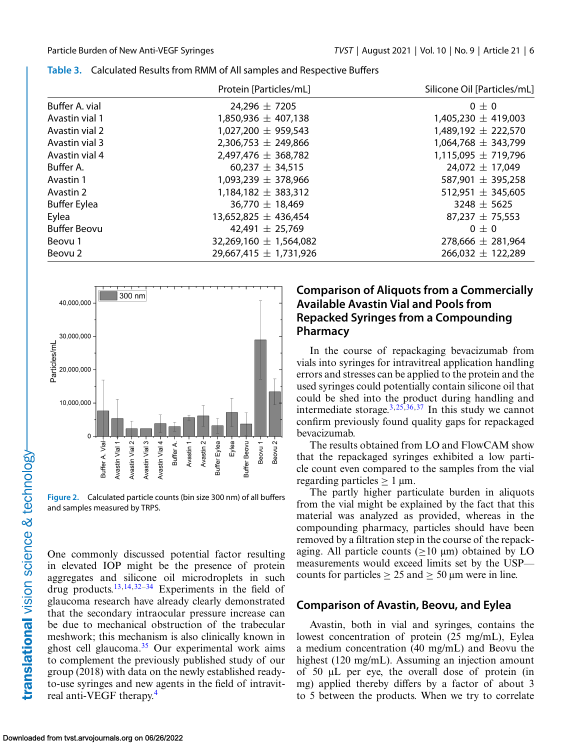**Table 3.** Calculated Results from RMM of All samples and Respective Buffers

| | Protein [Particles/mL] | Silicone Oil [Particles/mL] |
|---|---|---|
| Buffer A. vial | 24,296 ± 7205 | 0 ± 0 |
| Avastin vial 1 | 1,850,936 ± 407,138 | 1,405,230 ± 419,003 |
| Avastin vial 2 | 1,027,200 ± 959,543 | 1,489,192 ± 222,570 |
| Avastin vial 3 | 2,306,753 ± 249,866 | 1,064,768 ± 343,799 |
| Avastin vial 4 | 2,497,476 ± 368,782 | 1,115,095 ± 719,796 |
| Buffer A. | 60,237 ± 34,515 | 24,072 ± 17,049 |
| Avastin 1 | 1,093,239 ± 378,966 | 587,901 ± 395,258 |
| Avastin 2 | 1,184,182 ± 383,312 | 512,951 ± 345,605 |
| Buffer Eylea | 36,770 ± 18,469 | 3248 ± 5625 |
| Eylea | 13,652,825 ± 436,454 | 87,237 ± 75,553 |
| Buffer Beovu | 42,491 ± 25,769 | 0 ± 0 |
| Beovu 1 | 32,269,160 ± 1,564,082 | 278,666 ± 281,964 |
| Beovu 2 | 29,667,415 ± 1,731,926 | 266,032 ± 122,289 |

**Figure 2.** Calculated particle counts (bin size 300 nm) of all buffers and samples measured by TRPS.

One commonly discussed potential factor resulting in elevated IOP might be the presence of protein aggregates and silicone oil microdroplets in such drug products.[13,14,32–34] Experiments in the field of glaucoma research have already clearly demonstrated that the secondary intraocular pressure increase can be due to mechanical obstruction of the trabecular meshwork; this mechanism is also clinically known in ghost cell glaucoma.[35] Our experimental work aims to complement the previously published study of our group (2018) with data on the newly established ready-to-use syringes and new agents in the field of intravitreal anti-VEGF therapy.[4]

## Comparison of Aliquots from a Commercially Available Avastin Vial and Pools from Repacked Syringes from a Compounding Pharmacy

In the course of repackaging bevacizumab from vials into syringes for intravitreal application handling errors and stresses can be applied to the protein and the used syringes could potentially contain silicone oil that could be shed into the product during handling and intermediate storage.[3,25,36,37] In this study we cannot confirm previously found quality gaps for repackaged bevacizumab.

The results obtained from LO and FlowCAM show that the repackaged syringes exhibited a low particle count even compared to the samples from the vial regarding particles ≥ 1 µm.

The partly higher particulate burden in aliquots from the vial might be explained by the fact that this material was analyzed as provided, whereas in the compounding pharmacy, particles should have been removed by a filtration step in the course of the repackaging. All particle counts (≥10 µm) obtained by LO measurements would exceed limits set by the USP—counts for particles ≥ 25 and ≥ 50 µm were in line.

## Comparison of Avastin, Beovu, and Eylea

Avastin, both in vial and syringes, contains the lowest concentration of protein (25 mg/mL), Eylea a medium concentration (40 mg/mL) and Beovu the highest (120 mg/mL). Assuming an injection amount of 50 µL per eye, the overall dose of protein (in mg) applied thereby differs by a factor of about 3 to 5 between the products. When we try to correlate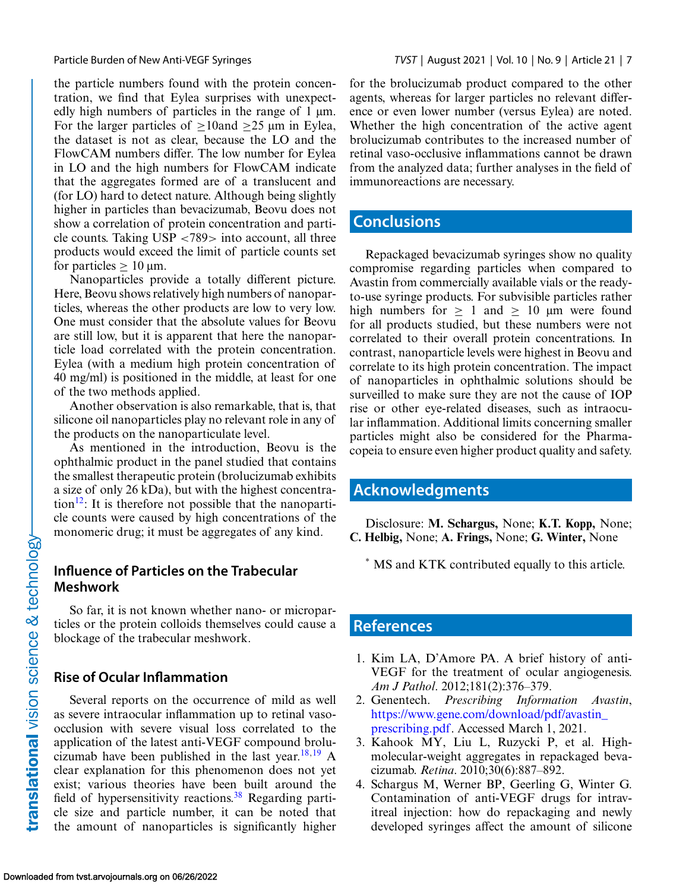the particle numbers found with the protein concentration, we find that Eylea surprises with unexpectedly high numbers of particles in the range of 1 µm. For the larger particles of ≥10and ≥25 µm in Eylea, the dataset is not as clear, because the LO and the FlowCAM numbers differ. The low number for Eylea in LO and the high numbers for FlowCAM indicate that the aggregates formed are of a translucent and (for LO) hard to detect nature. Although being slightly higher in particles than bevacizumab, Beovu does not show a correlation of protein concentration and particle counts. Taking USP <789> into account, all three products would exceed the limit of particle counts set for particles ≥ 10 µm.

Nanoparticles provide a totally different picture. Here, Beovu shows relatively high numbers of nanoparticles, whereas the other products are low to very low. One must consider that the absolute values for Beovu are still low, but it is apparent that here the nanoparticle load correlated with the protein concentration. Eylea (with a medium high protein concentration of 40 mg/ml) is positioned in the middle, at least for one of the two methods applied.

Another observation is also remarkable, that is, that silicone oil nanoparticles play no relevant role in any of the products on the nanoparticulate level.

As mentioned in the introduction, Beovu is the ophthalmic product in the panel studied that contains the smallest therapeutic protein (brolucizumab exhibits a size of only 26 kDa), but with the highest concentration[12]: It is therefore not possible that the nanoparticle counts were caused by high concentrations of the monomeric drug; it must be aggregates of any kind.

### Influence of Particles on the Trabecular Meshwork

So far, it is not known whether nano- or microparticles or the protein colloids themselves could cause a blockage of the trabecular meshwork.

### Rise of Ocular Inflammation

Several reports on the occurrence of mild as well as severe intraocular inflammation up to retinal vaso-occlusion with severe visual loss correlated to the application of the latest anti-VEGF compound brolucizumab have been published in the last year.[18,19] A clear explanation for this phenomenon does not yet exist; various theories have been built around the field of hypersensitivity reactions.[38] Regarding particle size and particle number, it can be noted that the amount of nanoparticles is significantly higher for the brolucizumab product compared to the other agents, whereas for larger particles no relevant difference or even lower number (versus Eylea) are noted. Whether the high concentration of the active agent brolucizumab contributes to the increased number of retinal vaso-occlusive inflammations cannot be drawn from the analyzed data; further analyses in the field of immunoreactions are necessary.

## Conclusions

Repackaged bevacizumab syringes show no quality compromise regarding particles when compared to Avastin from commercially available vials or the ready-to-use syringe products. For subvisible particles rather high numbers for ≥ 1 and ≥ 10 µm were found for all products studied, but these numbers were not correlated to their overall protein concentrations. In contrast, nanoparticle levels were highest in Beovu and correlate to its high protein concentration. The impact of nanoparticles in ophthalmic solutions should be surveilled to make sure they are not the cause of IOP rise or other eye-related diseases, such as intraocular inflammation. Additional limits concerning smaller particles might also be considered for the Pharmacopeia to ensure even higher product quality and safety.

## Acknowledgments

Disclosure: **M. Schargus,** None; **K.T. Kopp,** None; **C. Helbig,** None; **A. Frings,** None; **G. Winter,** None

* MS and KTK contributed equally to this article.

## References

1. Kim LA, D'Amore PA. A brief history of anti-VEGF for the treatment of ocular angiogenesis. *Am J Pathol*. 2012;181(2):376–379.
2. Genentech. *Prescribing Information Avastin*, https://www.gene.com/download/pdf/avastin_prescribing.pdf. Accessed March 1, 2021.
3. Kahook MY, Liu L, Ruzycki P, et al. High-molecular-weight aggregates in repackaged bevacizumab. *Retina*. 2010;30(6):887–892.
4. Schargus M, Werner BP, Geerling G, Winter G. Contamination of anti-VEGF drugs for intravitreal injection: how do repackaging and newly developed syringes affect the amount of silicone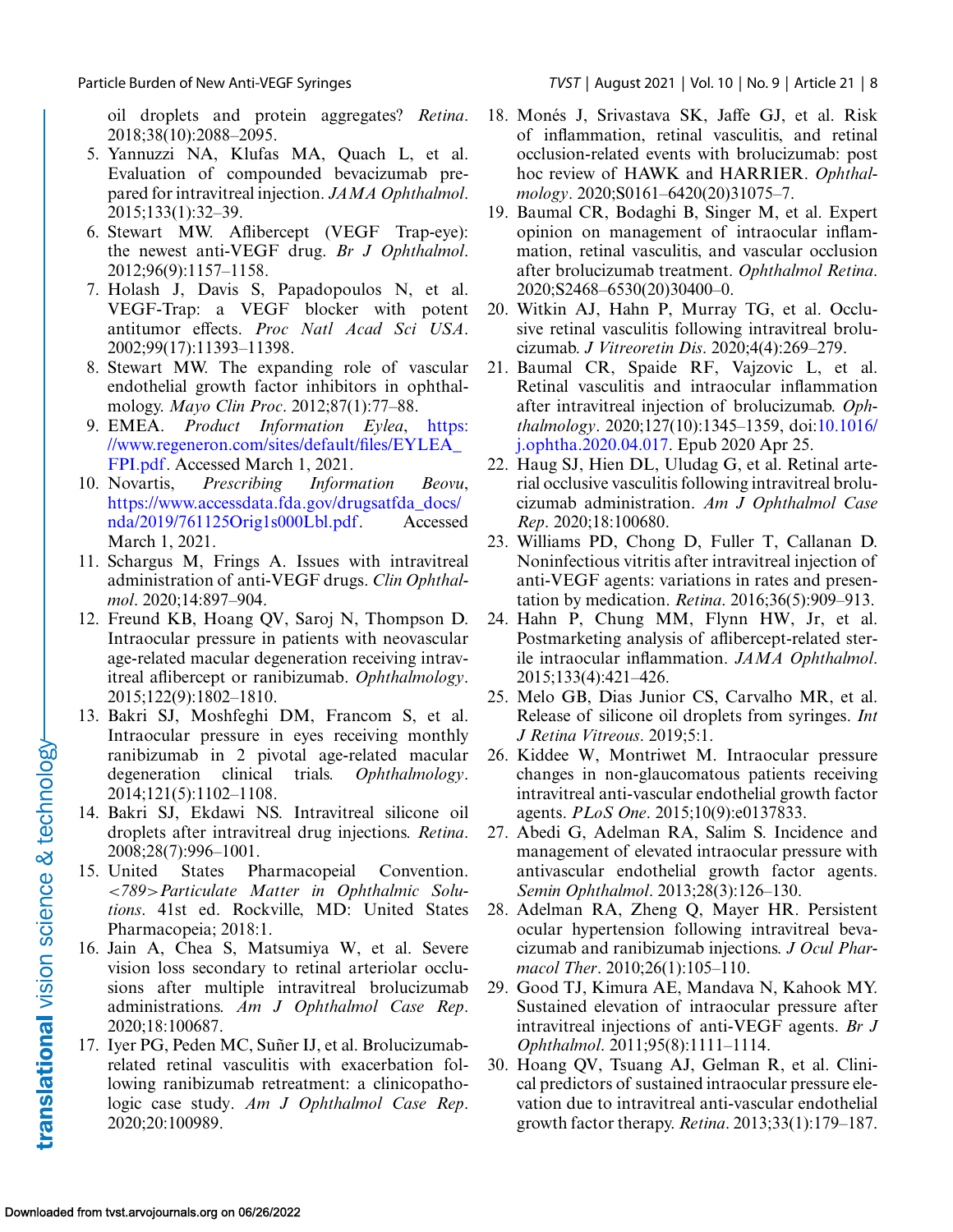oil droplets and protein aggregates? *Retina*. 2018;38(10):2088–2095.

5. Yannuzzi NA, Klufas MA, Quach L, et al. Evaluation of compounded bevacizumab prepared for intravitreal injection. *JAMA Ophthalmol*. 2015;133(1):32–39.
6. Stewart MW. Aflibercept (VEGF Trap-eye): the newest anti-VEGF drug. *Br J Ophthalmol*. 2012;96(9):1157–1158.
7. Holash J, Davis S, Papadopoulos N, et al. VEGF-Trap: a VEGF blocker with potent antitumor effects. *Proc Natl Acad Sci USA*. 2002;99(17):11393–11398.
8. Stewart MW. The expanding role of vascular endothelial growth factor inhibitors in ophthalmology. *Mayo Clin Proc*. 2012;87(1):77–88.
9. EMEA. *Product Information Eylea*, https://www.regeneron.com/sites/default/files/EYLEA_FPI.pdf. Accessed March 1, 2021.
10. Novartis, *Prescribing Information Beovu*, https://www.accessdata.fda.gov/drugsatfda_docs/nda/2019/761125Orig1s000Lbl.pdf. Accessed March 1, 2021.
11. Schargus M, Frings A. Issues with intravitreal administration of anti-VEGF drugs. *Clin Ophthalmol*. 2020;14:897–904.
12. Freund KB, Hoang QV, Saroj N, Thompson D. Intraocular pressure in patients with neovascular age-related macular degeneration receiving intravitreal aflibercept or ranibizumab. *Ophthalmology*. 2015;122(9):1802–1810.
13. Bakri SJ, Moshfeghi DM, Francom S, et al. Intraocular pressure in eyes receiving monthly ranibizumab in 2 pivotal age-related macular degeneration clinical trials. *Ophthalmology*. 2014;121(5):1102–1108.
14. Bakri SJ, Ekdawi NS. Intravitreal silicone oil droplets after intravitreal drug injections. *Retina*. 2008;28(7):996–1001.
15. United States Pharmacopeial Convention. *<789> Particulate Matter in Ophthalmic Solutions*. 41st ed. Rockville, MD: United States Pharmacopeia; 2018:1.
16. Jain A, Chea S, Matsumiya W, et al. Severe vision loss secondary to retinal arteriolar occlusions after multiple intravitreal brolucizumab administrations. *Am J Ophthalmol Case Rep*. 2020;18:100687.
17. Iyer PG, Peden MC, Suñer IJ, et al. Brolucizumab-related retinal vasculitis with exacerbation following ranibizumab retreatment: a clinicopathologic case study. *Am J Ophthalmol Case Rep*. 2020;20:100989.
18. Monés J, Srivastava SK, Jaffe GJ, et al. Risk of inflammation, retinal vasculitis, and retinal occlusion-related events with brolucizumab: post hoc review of HAWK and HARRIER. *Ophthalmology*. 2020;S0161–6420(20)31075–7.
19. Baumal CR, Bodaghi B, Singer M, et al. Expert opinion on management of intraocular inflammation, retinal vasculitis, and vascular occlusion after brolucizumab treatment. *Ophthalmol Retina*. 2020;S2468–6530(20)30400–0.
20. Witkin AJ, Hahn P, Murray TG, et al. Occlusive retinal vasculitis following intravitreal brolucizumab. *J Vitreoretin Dis*. 2020;4(4):269–279.
21. Baumal CR, Spaide RF, Vajzovic L, et al. Retinal vasculitis and intraocular inflammation after intravitreal injection of brolucizumab. *Ophthalmology*. 2020;127(10):1345–1359, doi:10.1016/j.ophtha.2020.04.017. Epub 2020 Apr 25.
22. Haug SJ, Hien DL, Uludag G, et al. Retinal arterial occlusive vasculitis following intravitreal brolucizumab administration. *Am J Ophthalmol Case Rep*. 2020;18:100680.
23. Williams PD, Chong D, Fuller T, Callanan D. Noninfectious vitritis after intravitreal injection of anti-VEGF agents: variations in rates and presentation by medication. *Retina*. 2016;36(5):909–913.
24. Hahn P, Chung MM, Flynn HW, Jr, et al. Postmarketing analysis of aflibercept-related sterile intraocular inflammation. *JAMA Ophthalmol*. 2015;133(4):421–426.
25. Melo GB, Dias Junior CS, Carvalho MR, et al. Release of silicone oil droplets from syringes. *Int J Retina Vitreous*. 2019;5:1.
26. Kiddee W, Montriwet M. Intraocular pressure changes in non-glaucomatous patients receiving intravitreal anti-vascular endothelial growth factor agents. *PLoS One*. 2015;10(9):e0137833.
27. Abedi G, Adelman RA, Salim S. Incidence and management of elevated intraocular pressure with antivascular endothelial growth factor agents. *Semin Ophthalmol*. 2013;28(3):126–130.
28. Adelman RA, Zheng Q, Mayer HR. Persistent ocular hypertension following intravitreal bevacizumab and ranibizumab injections. *J Ocul Pharmacol Ther*. 2010;26(1):105–110.
29. Good TJ, Kimura AE, Mandava N, Kahook MY. Sustained elevation of intraocular pressure after intravitreal injections of anti-VEGF agents. *Br J Ophthalmol*. 2011;95(8):1111–1114.
30. Hoang QV, Tsuang AJ, Gelman R, et al. Clinical predictors of sustained intraocular pressure elevation due to intravitreal anti-vascular endothelial growth factor therapy. *Retina*. 2013;33(1):179–187.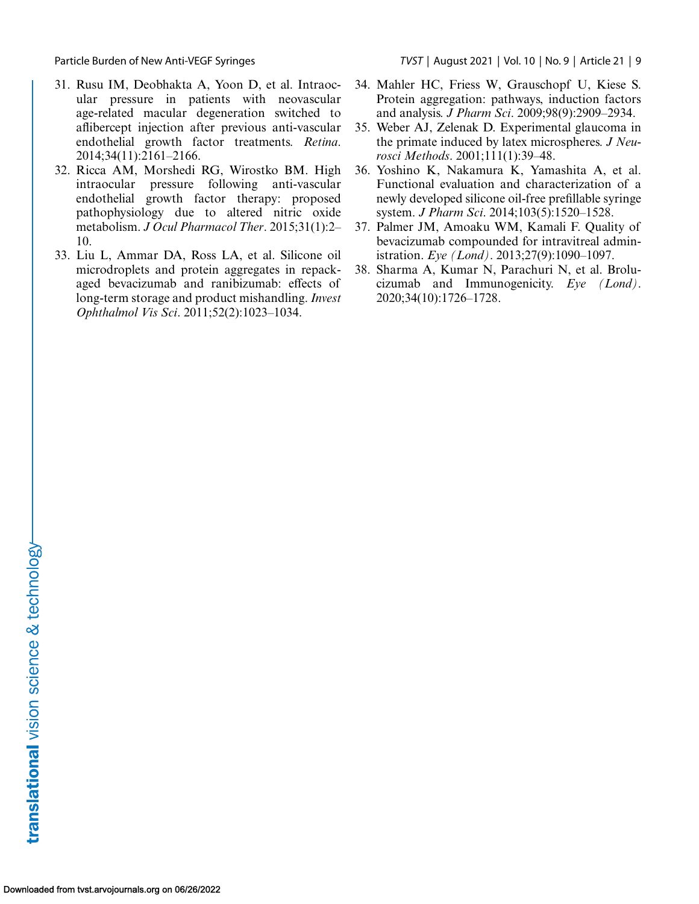31. Rusu IM, Deobhakta A, Yoon D, et al. Intraocular pressure in patients with neovascular age-related macular degeneration switched to aflibercept injection after previous anti-vascular endothelial growth factor treatments. *Retina*. 2014;34(11):2161–2166.
32. Ricca AM, Morshedi RG, Wirostko BM. High intraocular pressure following anti-vascular endothelial growth factor therapy: proposed pathophysiology due to altered nitric oxide metabolism. *J Ocul Pharmacol Ther*. 2015;31(1):2–10.
33. Liu L, Ammar DA, Ross LA, et al. Silicone oil microdroplets and protein aggregates in repackaged bevacizumab and ranibizumab: effects of long-term storage and product mishandling. *Invest Ophthalmol Vis Sci*. 2011;52(2):1023–1034.
34. Mahler HC, Friess W, Grauschopf U, Kiese S. Protein aggregation: pathways, induction factors and analysis. *J Pharm Sci*. 2009;98(9):2909–2934.
35. Weber AJ, Zelenak D. Experimental glaucoma in the primate induced by latex microspheres. *J Neurosci Methods*. 2001;111(1):39–48.
36. Yoshino K, Nakamura K, Yamashita A, et al. Functional evaluation and characterization of a newly developed silicone oil-free prefillable syringe system. *J Pharm Sci*. 2014;103(5):1520–1528.
37. Palmer JM, Amoaku WM, Kamali F. Quality of bevacizumab compounded for intravitreal administration. *Eye (Lond)*. 2013;27(9):1090–1097.
38. Sharma A, Kumar N, Parachuri N, et al. Brolucizumab and Immunogenicity. *Eye (Lond)*. 2020;34(10):1726–1728.